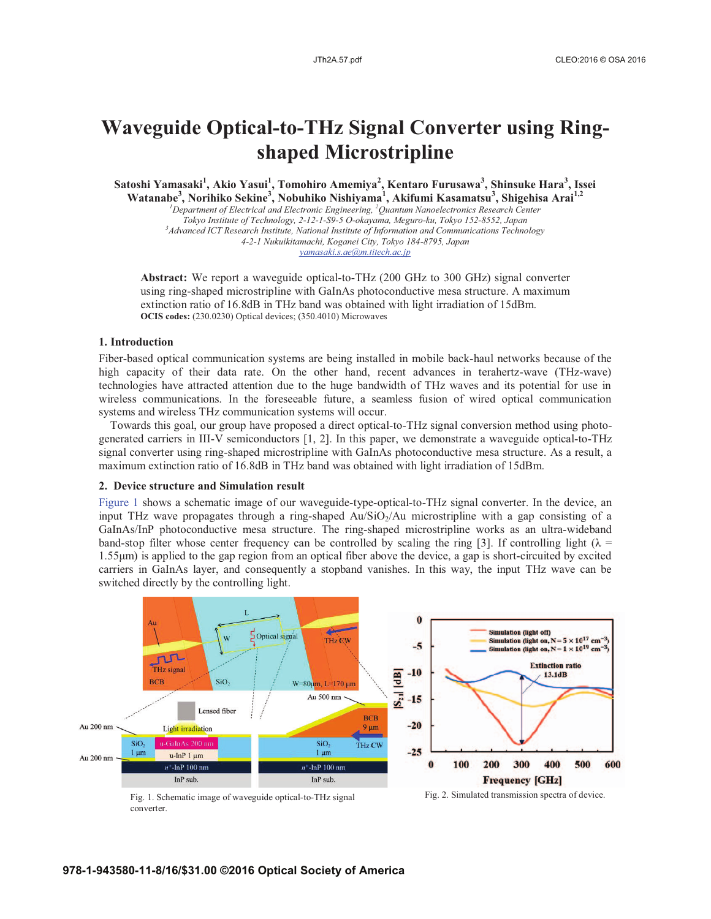# Waveguide Optical-to-THz Signal Converter using Ring-shaped Microstripline

**Satoshi Yamasaki[1], Akio Yasui[1], Tomohiro Amemiya[2], Kentaro Furusawa[3], Shinsuke Hara[3], Issei Watanabe[3], Norihiko Sekine[3], Nobuhiko Nishiyama[1], Akifumi Kasamatsu[3], Shigehisa Arai[1,2]**

*[1]Department of Electrical and Electronic Engineering, [2]Quantum Nanoelectronics Research Center*
*Tokyo Institute of Technology, 2-12-1-S9-5 O-okayama, Meguro-ku, Tokyo 152-8552, Japan*
*[3]Advanced ICT Research Institute, National Institute of Information and Communications Technology*
*4-2-1 Nukuikitamachi, Koganei City, Tokyo 184-8795, Japan*
yamasaki.s.ae@m.titech.ac.jp

**Abstract:** We report a waveguide optical-to-THz (200 GHz to 300 GHz) signal converter using ring-shaped microstripline with GaInAs photoconductive mesa structure. A maximum extinction ratio of 16.8dB in THz band was obtained with light irradiation of 15dBm.
**OCIS codes:** (230.0230) Optical devices; (350.4010) Microwaves

## 1. Introduction

Fiber-based optical communication systems are being installed in mobile back-haul networks because of the high capacity of their data rate. On the other hand, recent advances in terahertz-wave (THz-wave) technologies have attracted attention due to the huge bandwidth of THz waves and its potential for use in wireless communications. In the foreseeable future, a seamless fusion of wired optical communication systems and wireless THz communication systems will occur.

Towards this goal, our group have proposed a direct optical-to-THz signal conversion method using photo-generated carriers in III-V semiconductors [1, 2]. In this paper, we demonstrate a waveguide optical-to-THz signal converter using ring-shaped microstripline with GaInAs photoconductive mesa structure. As a result, a maximum extinction ratio of 16.8dB in THz band was obtained with light irradiation of 15dBm.

## 2. Device structure and Simulation result

Figure 1 shows a schematic image of our waveguide-type-optical-to-THz signal converter. In the device, an input THz wave propagates through a ring-shaped Au/$SiO_2$/Au microstripline with a gap consisting of a GaInAs/InP photoconductive mesa structure. The ring-shaped microstripline works as an ultra-wideband band-stop filter whose center frequency can be controlled by scaling the ring [3]. If controlling light ($\lambda$ = 1.55μm) is applied to the gap region from an optical fiber above the device, a gap is short-circuited by excited carriers in GaInAs layer, and consequently a stopband vanishes. In this way, the input THz wave can be switched directly by the controlling light.

Fig. 1. Schematic image of waveguide optical-to-THz signal converter.

Fig. 2. Simulated transmission spectra of device.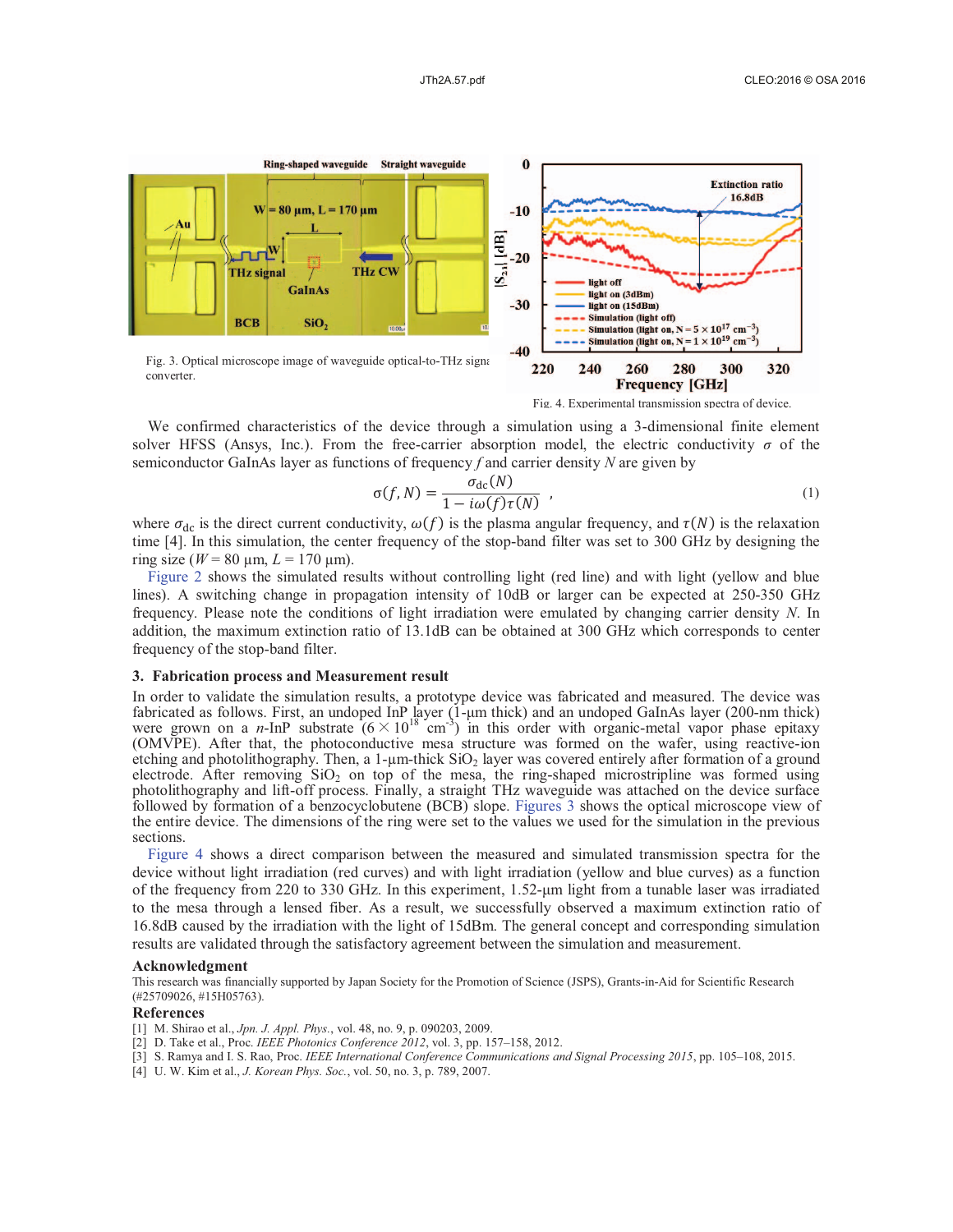Ring-shaped waveguide

Straight waveguide

W = 80 µm, L = 170 µm

L

W

Au

THz signal

THz CW

GaInAs

BCB

$SiO_2$

Fig. 3. Optical microscope image of waveguide optical-to-THz signal converter.

0

-10

-20

-30

-40

$|S_{21}|$ [dB]

Extinction ratio 16.8dB

light off

light on (3dBm)

light on (15dBm)

Simulation (light off)

Simulation (light on, $N = 5 \times 10^{17}$ $cm^{-3}$)

Simulation (light on, $N = 1 \times 10^{19}$ $cm^{-3}$)

220 240 260 280 300 320

Frequency [GHz]

Fig. 4. Experimental transmission spectra of device.

We confirmed characteristics of the device through a simulation using a 3-dimensional finite element solver HFSS (Ansys, Inc.). From the free-carrier absorption model, the electric conductivity $\sigma$ of the semiconductor GaInAs layer as functions of frequency $f$ and carrier density $N$ are given by

$$\sigma(f, N) = \frac{\sigma_{dc}(N)}{1 - i\omega(f)\tau(N)} , \tag{1}$$

where $\sigma_{dc}$ is the direct current conductivity, $\omega(f)$ is the plasma angular frequency, and $\tau(N)$ is the relaxation time [4]. In this simulation, the center frequency of the stop-band filter was set to 300 GHz by designing the ring size ($W$ = 80 µm, $L$ = 170 µm).

Figure 2 shows the simulated results without controlling light (red line) and with light (yellow and blue lines). A switching change in propagation intensity of 10dB or larger can be expected at 250-350 GHz frequency. Please note the conditions of light irradiation were emulated by changing carrier density $N$. In addition, the maximum extinction ratio of 13.1dB can be obtained at 300 GHz which corresponds to center frequency of the stop-band filter.

## 3. Fabrication process and Measurement result

In order to validate the simulation results, a prototype device was fabricated and measured. The device was fabricated as follows. First, an undoped InP layer (1-µm thick) and an undoped GaInAs layer (200-nm thick) were grown on a *n*-InP substrate ($6 \times 10^{18}$ $cm^{-3}$) in this order with organic-metal vapor phase epitaxy (OMVPE). After that, the photoconductive mesa structure was formed on the wafer, using reactive-ion etching and photolithography. Then, a 1-µm-thick $SiO_2$ layer was covered entirely after formation of a ground electrode. After removing $SiO_2$ on top of the mesa, the ring-shaped microstripline was formed using photolithography and lift-off process. Finally, a straight THz waveguide was attached on the device surface followed by formation of a benzocyclobutene (BCB) slope. Figures 3 shows the optical microscope view of the entire device. The dimensions of the ring were set to the values we used for the simulation in the previous sections.

Figure 4 shows a direct comparison between the measured and simulated transmission spectra for the device without light irradiation (red curves) and with light irradiation (yellow and blue curves) as a function of the frequency from 220 to 330 GHz. In this experiment, 1.52-µm light from a tunable laser was irradiated to the mesa through a lensed fiber. As a result, we successfully observed a maximum extinction ratio of 16.8dB caused by the irradiation with the light of 15dBm. The general concept and corresponding simulation results are validated through the satisfactory agreement between the simulation and measurement.

### Acknowledgment

This research was financially supported by Japan Society for the Promotion of Science (JSPS), Grants-in-Aid for Scientific Research (#25709026, #15H05763).

### References

[1] M. Shirao et al., *Jpn. J. Appl. Phys.*, vol. 48, no. 9, p. 090203, 2009.

[2] D. Take et al., Proc. *IEEE Photonics Conference 2012*, vol. 3, pp. 157–158, 2012.

[3] S. Ramya and I. S. Rao, Proc. *IEEE International Conference Communications and Signal Processing 2015*, pp. 105–108, 2015.

[4] U. W. Kim et al., *J. Korean Phys. Soc.*, vol. 50, no. 3, p. 789, 2007.